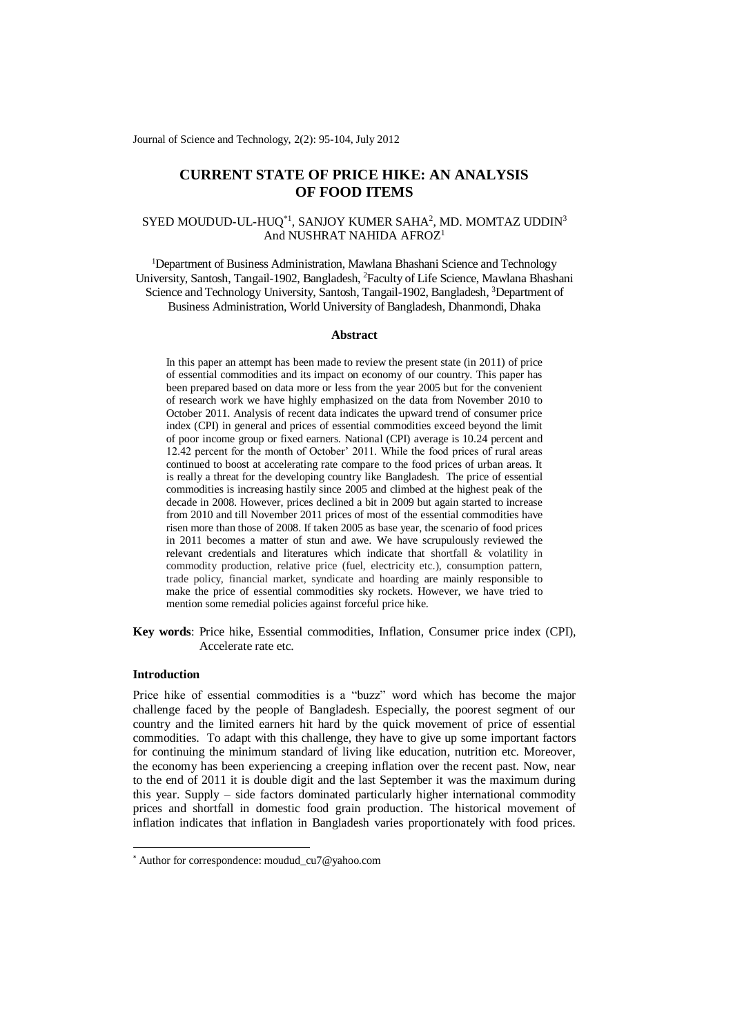# CURRENT STATE OF PRICE HIKE: AN ANALYSIS OF FOOD ITEMS

SYED MOUDUD-UL-HUQ*[1], SANJOY KUMER SAHA[2], MD. MOMTAZ UDDIN[3] And NUSHRAT NAHIDA AFROZ[1]

[1]Department of Business Administration, Mawlana Bhashani Science and Technology University, Santosh, Tangail-1902, Bangladesh, [2]Faculty of Life Science, Mawlana Bhashani Science and Technology University, Santosh, Tangail-1902, Bangladesh, [3]Department of Business Administration, World University of Bangladesh, Dhanmondi, Dhaka

## Abstract

In this paper an attempt has been made to review the present state (in 2011) of price of essential commodities and its impact on economy of our country. This paper has been prepared based on data more or less from the year 2005 but for the convenient of research work we have highly emphasized on the data from November 2010 to October 2011. Analysis of recent data indicates the upward trend of consumer price index (CPI) in general and prices of essential commodities exceed beyond the limit of poor income group or fixed earners. National (CPI) average is 10.24 percent and 12.42 percent for the month of October' 2011. While the food prices of rural areas continued to boost at accelerating rate compare to the food prices of urban areas. It is really a threat for the developing country like Bangladesh. The price of essential commodities is increasing hastily since 2005 and climbed at the highest peak of the decade in 2008. However, prices declined a bit in 2009 but again started to increase from 2010 and till November 2011 prices of most of the essential commodities have risen more than those of 2008. If taken 2005 as base year, the scenario of food prices in 2011 becomes a matter of stun and awe. We have scrupulously reviewed the relevant credentials and literatures which indicate that shortfall & volatility in commodity production, relative price (fuel, electricity etc.), consumption pattern, trade policy, financial market, syndicate and hoarding are mainly responsible to make the price of essential commodities sky rockets. However, we have tried to mention some remedial policies against forceful price hike.

**Key words**: Price hike, Essential commodities, Inflation, Consumer price index (CPI), Accelerate rate etc.

## Introduction

Price hike of essential commodities is a "buzz" word which has become the major challenge faced by the people of Bangladesh. Especially, the poorest segment of our country and the limited earners hit hard by the quick movement of price of essential commodities. To adapt with this challenge, they have to give up some important factors for continuing the minimum standard of living like education, nutrition etc. Moreover, the economy has been experiencing a creeping inflation over the recent past. Now, near to the end of 2011 it is double digit and the last September it was the maximum during this year. Supply – side factors dominated particularly higher international commodity prices and shortfall in domestic food grain production. The historical movement of inflation indicates that inflation in Bangladesh varies proportionately with food prices.

* Author for correspondence: moudud_cu7@yahoo.com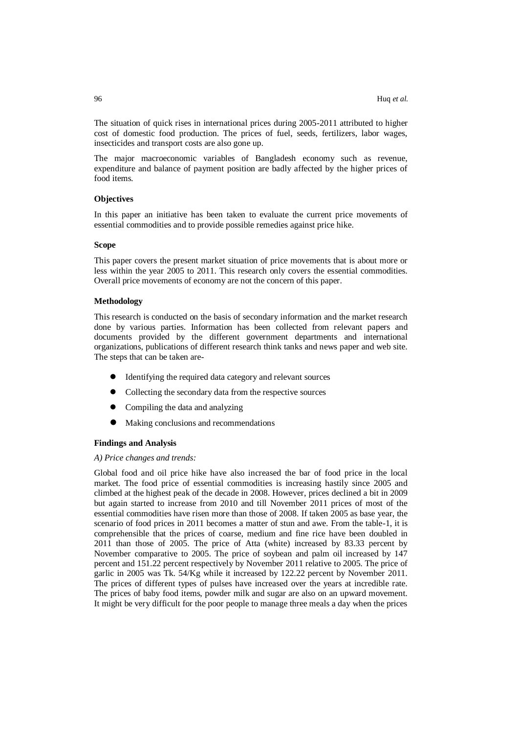The situation of quick rises in international prices during 2005-2011 attributed to higher cost of domestic food production. The prices of fuel, seeds, fertilizers, labor wages, insecticides and transport costs are also gone up.

The major macroeconomic variables of Bangladesh economy such as revenue, expenditure and balance of payment position are badly affected by the higher prices of food items.

### Objectives

In this paper an initiative has been taken to evaluate the current price movements of essential commodities and to provide possible remedies against price hike.

### Scope

This paper covers the present market situation of price movements that is about more or less within the year 2005 to 2011. This research only covers the essential commodities. Overall price movements of economy are not the concern of this paper.

### Methodology

This research is conducted on the basis of secondary information and the market research done by various parties. Information has been collected from relevant papers and documents provided by the different government departments and international organizations, publications of different research think tanks and news paper and web site. The steps that can be taken are-

- Identifying the required data category and relevant sources
- Collecting the secondary data from the respective sources
- Compiling the data and analyzing
- Making conclusions and recommendations

### Findings and Analysis

*A) Price changes and trends:*

Global food and oil price hike have also increased the bar of food price in the local market. The food price of essential commodities is increasing hastily since 2005 and climbed at the highest peak of the decade in 2008. However, prices declined a bit in 2009 but again started to increase from 2010 and till November 2011 prices of most of the essential commodities have risen more than those of 2008. If taken 2005 as base year, the scenario of food prices in 2011 becomes a matter of stun and awe. From the table-1, it is comprehensible that the prices of coarse, medium and fine rice have been doubled in 2011 than those of 2005. The price of Atta (white) increased by 83.33 percent by November comparative to 2005. The price of soybean and palm oil increased by 147 percent and 151.22 percent respectively by November 2011 relative to 2005. The price of garlic in 2005 was Tk. 54/Kg while it increased by 122.22 percent by November 2011. The prices of different types of pulses have increased over the years at incredible rate. The prices of baby food items, powder milk and sugar are also on an upward movement. It might be very difficult for the poor people to manage three meals a day when the prices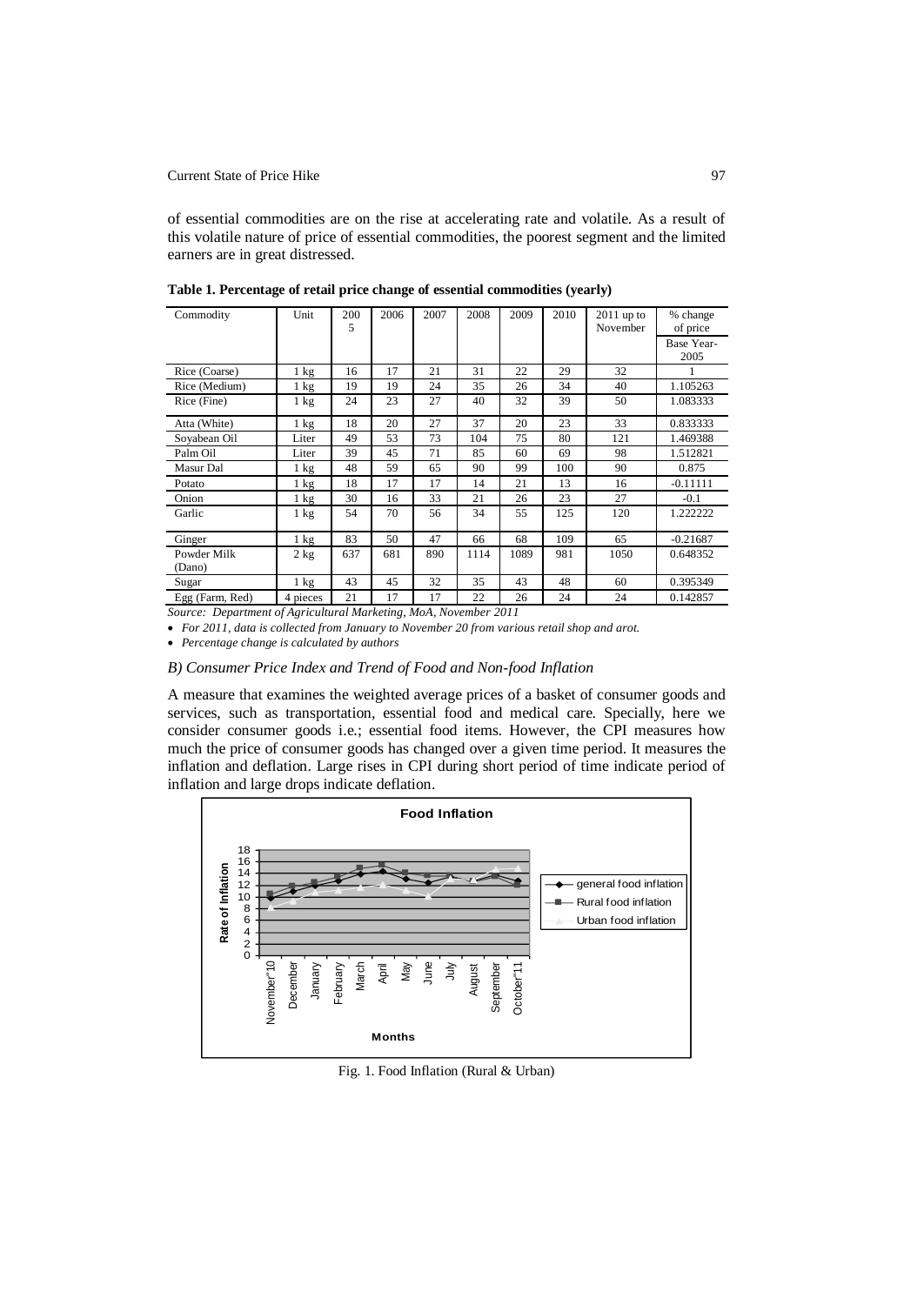of essential commodities are on the rise at accelerating rate and volatile. As a result of this volatile nature of price of essential commodities, the poorest segment and the limited earners are in great distressed.

**Table 1. Percentage of retail price change of essential commodities (yearly)**

| Commodity | Unit | 2005 | 2006 | 2007 | 2008 | 2009 | 2010 | 2011 up to November | % change of price |
|---|---|---|---|---|---|---|---|---|---|
| | | | | | | | | | Base Year-2005 |
| Rice (Coarse) | 1 kg | 16 | 17 | 21 | 31 | 22 | 29 | 32 | 1 |
| Rice (Medium) | 1 kg | 19 | 19 | 24 | 35 | 26 | 34 | 40 | 1.105263 |
| Rice (Fine) | 1 kg | 24 | 23 | 27 | 40 | 32 | 39 | 50 | 1.083333 |
| Atta (White) | 1 kg | 18 | 20 | 27 | 37 | 20 | 23 | 33 | 0.833333 |
| Soyabean Oil | Liter | 49 | 53 | 73 | 104 | 75 | 80 | 121 | 1.469388 |
| Palm Oil | Liter | 39 | 45 | 71 | 85 | 60 | 69 | 98 | 1.512821 |
| Masur Dal | 1 kg | 48 | 59 | 65 | 90 | 99 | 100 | 90 | 0.875 |
| Potato | 1 kg | 18 | 17 | 17 | 14 | 21 | 13 | 16 | -0.11111 |
| Onion | 1 kg | 30 | 16 | 33 | 21 | 26 | 23 | 27 | -0.1 |
| Garlic | 1 kg | 54 | 70 | 56 | 34 | 55 | 125 | 120 | 1.222222 |
| Ginger | 1 kg | 83 | 50 | 47 | 66 | 68 | 109 | 65 | -0.21687 |
| Powder Milk (Dano) | 2 kg | 637 | 681 | 890 | 1114 | 1089 | 981 | 1050 | 0.648352 |
| Sugar | 1 kg | 43 | 45 | 32 | 35 | 43 | 48 | 60 | 0.395349 |
| Egg (Farm, Red) | 4 pieces | 21 | 17 | 17 | 22 | 26 | 24 | 24 | 0.142857 |

*Source: Department of Agricultural Marketing, MoA, November 2011*

- *For 2011, data is collected from January to November 20 from various retail shop and arot.*
- *Percentage change is calculated by authors*

### *B) Consumer Price Index and Trend of Food and Non-food Inflation*

A measure that examines the weighted average prices of a basket of consumer goods and services, such as transportation, essential food and medical care. Specially, here we consider consumer goods i.e.; essential food items. However, the CPI measures how much the price of consumer goods has changed over a given time period. It measures the inflation and deflation. Large rises in CPI during short period of time indicate period of inflation and large drops indicate deflation.

Fig. 1. Food Inflation (Rural & Urban)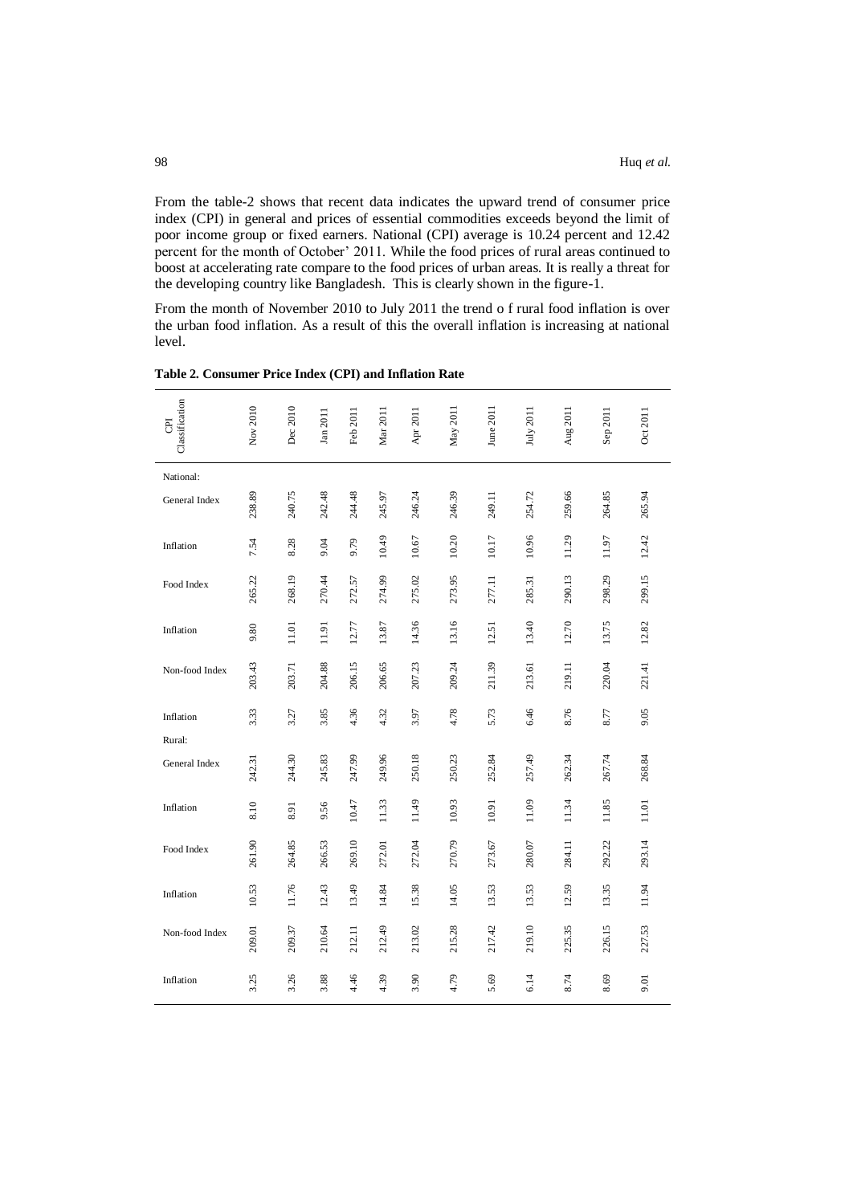From the table-2 shows that recent data indicates the upward trend of consumer price index (CPI) in general and prices of essential commodities exceeds beyond the limit of poor income group or fixed earners. National (CPI) average is 10.24 percent and 12.42 percent for the month of October' 2011. While the food prices of rural areas continued to boost at accelerating rate compare to the food prices of urban areas. It is really a threat for the developing country like Bangladesh. This is clearly shown in the figure-1.

From the month of November 2010 to July 2011 the trend o f rural food inflation is over the urban food inflation. As a result of this the overall inflation is increasing at national level.

**Table 2. Consumer Price Index (CPI) and Inflation Rate**

| CPI Classification | Nov 2010 | Dec 2010 | Jan 2011 | Feb 2011 | Mar 2011 | Apr 2011 | May 2011 | June 2011 | July 2011 | Aug 2011 | Sep 2011 | Oct 2011 |
|---|---|---|---|---|---|---|---|---|---|---|---|---|
| National: | | | | | | | | | | | | |
| General Index | 238.89 | 240.75 | 242.48 | 244.48 | 245.97 | 246.24 | 246.39 | 249.11 | 254.72 | 259.66 | 264.85 | 265.94 |
| Inflation | 7.54 | 8.28 | 9.04 | 9.79 | 10.49 | 10.67 | 10.20 | 10.17 | 10.96 | 11.29 | 11.97 | 12.42 |
| Food Index | 265.22 | 268.19 | 270.44 | 272.57 | 274.99 | 275.02 | 273.95 | 277.11 | 285.31 | 290.13 | 298.29 | 299.15 |
| Inflation | 9.80 | 11.01 | 11.91 | 12.77 | 13.87 | 14.36 | 13.16 | 12.51 | 13.40 | 12.70 | 13.75 | 12.82 |
| Non-food Index | 203.43 | 203.71 | 204.88 | 206.15 | 206.65 | 207.23 | 209.24 | 211.39 | 213.61 | 219.11 | 220.04 | 221.41 |
| Inflation | 3.33 | 3.27 | 3.85 | 4.36 | 4.32 | 3.97 | 4.78 | 5.73 | 6.46 | 8.76 | 8.77 | 9.05 |
| Rural: | | | | | | | | | | | | |
| General Index | 242.31 | 244.30 | 245.83 | 247.99 | 249.96 | 250.18 | 250.23 | 252.84 | 257.49 | 262.34 | 267.74 | 268.84 |
| Inflation | 8.10 | 8.91 | 9.56 | 10.47 | 11.33 | 11.49 | 10.93 | 10.91 | 11.09 | 11.34 | 11.85 | 11.01 |
| Food Index | 261.90 | 264.85 | 266.53 | 269.10 | 272.01 | 272.04 | 270.79 | 273.67 | 280.07 | 284.11 | 292.22 | 293.14 |
| Inflation | 10.53 | 11.76 | 12.43 | 13.49 | 14.84 | 15.38 | 14.05 | 13.53 | 13.53 | 12.59 | 13.35 | 11.94 |
| Non-food Index | 209.01 | 209.37 | 210.64 | 212.11 | 212.49 | 213.02 | 215.28 | 217.42 | 219.10 | 225.35 | 226.15 | 227.53 |
| Inflation | 3.25 | 3.26 | 3.88 | 4.46 | 4.39 | 3.90 | 4.79 | 5.69 | 6.14 | 8.74 | 8.69 | 9.01 |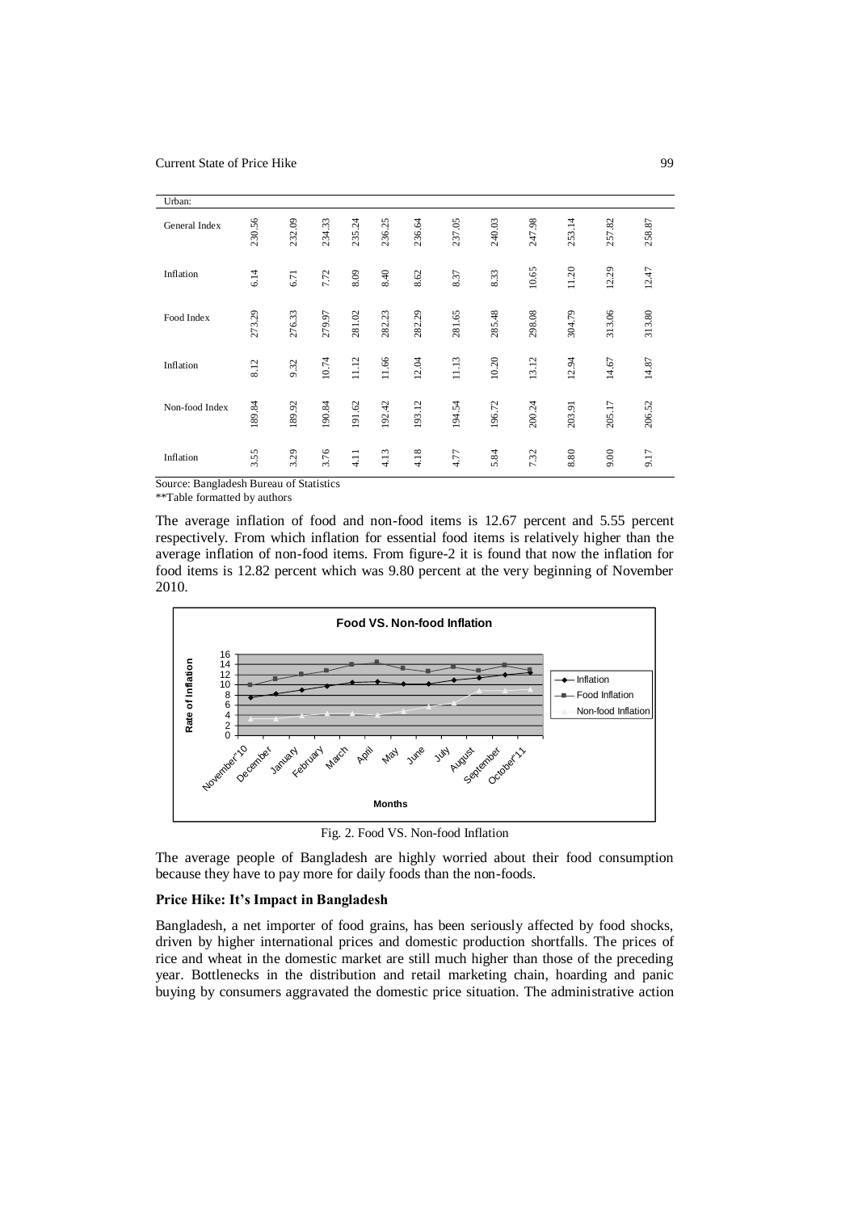| Urban: | | | | | | | | | | | | |
|---|---|---|---|---|---|---|---|---|---|---|---|---|
| General Index | 230.56 | 232.09 | 234.33 | 235.24 | 236.25 | 236.64 | 237.05 | 240.03 | 247.98 | 253.14 | 257.82 | 258.87 |
| Inflation | 6.14 | 6.71 | 7.72 | 8.09 | 8.40 | 8.62 | 8.37 | 8.33 | 10.65 | 11.20 | 12.29 | 12.47 |
| Food Index | 273.29 | 276.33 | 279.97 | 281.02 | 282.23 | 282.29 | 281.65 | 285.48 | 298.08 | 304.79 | 313.06 | 313.80 |
| Inflation | 8.12 | 9.32 | 10.74 | 11.12 | 11.66 | 12.04 | 11.13 | 10.20 | 13.12 | 12.94 | 14.67 | 14.87 |
| Non-food Index | 189.84 | 189.92 | 190.84 | 191.62 | 192.42 | 193.12 | 194.54 | 196.72 | 200.24 | 203.91 | 205.17 | 206.52 |
| Inflation | 3.55 | 3.29 | 3.76 | 4.11 | 4.13 | 4.18 | 4.77 | 5.84 | 7.32 | 8.80 | 9.00 | 9.17 |

Source: Bangladesh Bureau of Statistics
**Table formatted by authors

The average inflation of food and non-food items is 12.67 percent and 5.55 percent respectively. From which inflation for essential food items is relatively higher than the average inflation of non-food items. From figure-2 it is found that now the inflation for food items is 12.82 percent which was 9.80 percent at the very beginning of November 2010.

Fig. 2. Food VS. Non-food Inflation

The average people of Bangladesh are highly worried about their food consumption because they have to pay more for daily foods than the non-foods.

### Price Hike: It's Impact in Bangladesh

Bangladesh, a net importer of food grains, has been seriously affected by food shocks, driven by higher international prices and domestic production shortfalls. The prices of rice and wheat in the domestic market are still much higher than those of the preceding year. Bottlenecks in the distribution and retail marketing chain, hoarding and panic buying by consumers aggravated the domestic price situation. The administrative action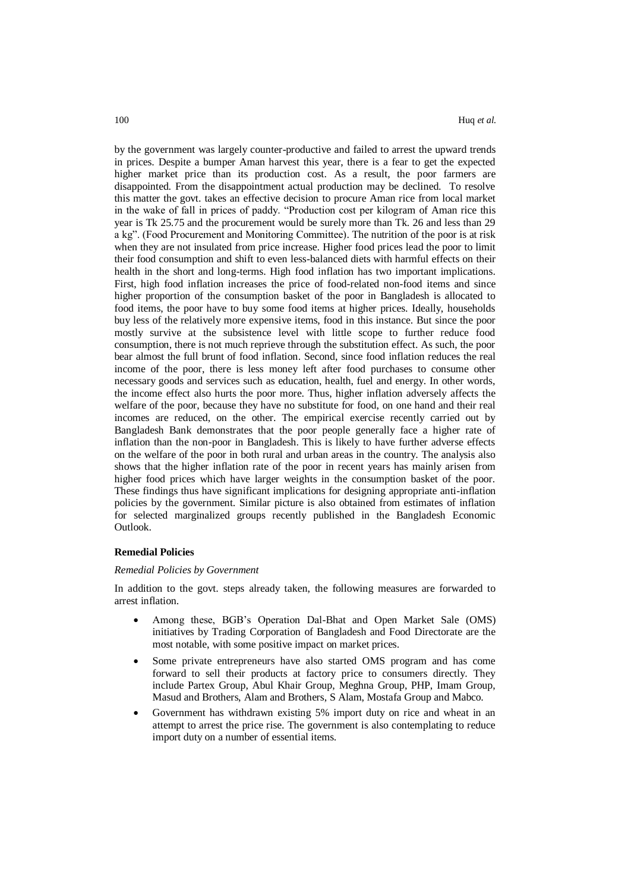by the government was largely counter-productive and failed to arrest the upward trends in prices. Despite a bumper Aman harvest this year, there is a fear to get the expected higher market price than its production cost. As a result, the poor farmers are disappointed. From the disappointment actual production may be declined. To resolve this matter the govt. takes an effective decision to procure Aman rice from local market in the wake of fall in prices of paddy. "Production cost per kilogram of Aman rice this year is Tk 25.75 and the procurement would be surely more than Tk. 26 and less than 29 a kg". (Food Procurement and Monitoring Committee). The nutrition of the poor is at risk when they are not insulated from price increase. Higher food prices lead the poor to limit their food consumption and shift to even less-balanced diets with harmful effects on their health in the short and long-terms. High food inflation has two important implications. First, high food inflation increases the price of food-related non-food items and since higher proportion of the consumption basket of the poor in Bangladesh is allocated to food items, the poor have to buy some food items at higher prices. Ideally, households buy less of the relatively more expensive items, food in this instance. But since the poor mostly survive at the subsistence level with little scope to further reduce food consumption, there is not much reprieve through the substitution effect. As such, the poor bear almost the full brunt of food inflation. Second, since food inflation reduces the real income of the poor, there is less money left after food purchases to consume other necessary goods and services such as education, health, fuel and energy. In other words, the income effect also hurts the poor more. Thus, higher inflation adversely affects the welfare of the poor, because they have no substitute for food, on one hand and their real incomes are reduced, on the other. The empirical exercise recently carried out by Bangladesh Bank demonstrates that the poor people generally face a higher rate of inflation than the non-poor in Bangladesh. This is likely to have further adverse effects on the welfare of the poor in both rural and urban areas in the country. The analysis also shows that the higher inflation rate of the poor in recent years has mainly arisen from higher food prices which have larger weights in the consumption basket of the poor. These findings thus have significant implications for designing appropriate anti-inflation policies by the government. Similar picture is also obtained from estimates of inflation for selected marginalized groups recently published in the Bangladesh Economic Outlook.

**Remedial Policies**

*Remedial Policies by Government*

In addition to the govt. steps already taken, the following measures are forwarded to arrest inflation.

- Among these, BGB's Operation Dal-Bhat and Open Market Sale (OMS) initiatives by Trading Corporation of Bangladesh and Food Directorate are the most notable, with some positive impact on market prices.
- Some private entrepreneurs have also started OMS program and has come forward to sell their products at factory price to consumers directly. They include Partex Group, Abul Khair Group, Meghna Group, PHP, Imam Group, Masud and Brothers, Alam and Brothers, S Alam, Mostafa Group and Mabco.
- Government has withdrawn existing 5% import duty on rice and wheat in an attempt to arrest the price rise. The government is also contemplating to reduce import duty on a number of essential items.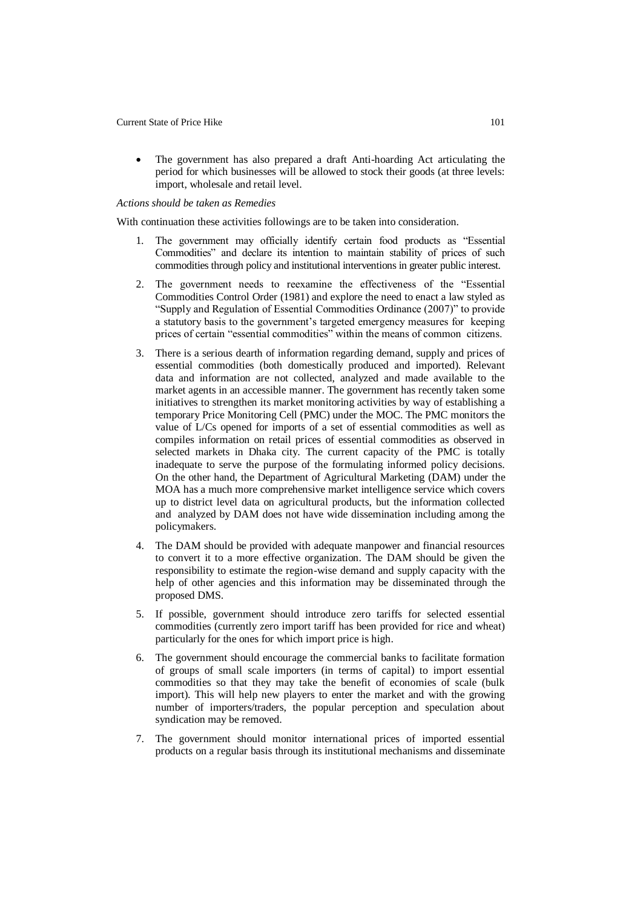- The government has also prepared a draft Anti-hoarding Act articulating the period for which businesses will be allowed to stock their goods (at three levels: import, wholesale and retail level.

*Actions should be taken as Remedies*

With continuation these activities followings are to be taken into consideration.

1. The government may officially identify certain food products as "Essential Commodities" and declare its intention to maintain stability of prices of such commodities through policy and institutional interventions in greater public interest.
2. The government needs to reexamine the effectiveness of the "Essential Commodities Control Order (1981) and explore the need to enact a law styled as "Supply and Regulation of Essential Commodities Ordinance (2007)" to provide a statutory basis to the government's targeted emergency measures for keeping prices of certain "essential commodities" within the means of common citizens.
3. There is a serious dearth of information regarding demand, supply and prices of essential commodities (both domestically produced and imported). Relevant data and information are not collected, analyzed and made available to the market agents in an accessible manner. The government has recently taken some initiatives to strengthen its market monitoring activities by way of establishing a temporary Price Monitoring Cell (PMC) under the MOC. The PMC monitors the value of L/Cs opened for imports of a set of essential commodities as well as compiles information on retail prices of essential commodities as observed in selected markets in Dhaka city. The current capacity of the PMC is totally inadequate to serve the purpose of the formulating informed policy decisions. On the other hand, the Department of Agricultural Marketing (DAM) under the MOA has a much more comprehensive market intelligence service which covers up to district level data on agricultural products, but the information collected and analyzed by DAM does not have wide dissemination including among the policymakers.
4. The DAM should be provided with adequate manpower and financial resources to convert it to a more effective organization. The DAM should be given the responsibility to estimate the region-wise demand and supply capacity with the help of other agencies and this information may be disseminated through the proposed DMS.
5. If possible, government should introduce zero tariffs for selected essential commodities (currently zero import tariff has been provided for rice and wheat) particularly for the ones for which import price is high.
6. The government should encourage the commercial banks to facilitate formation of groups of small scale importers (in terms of capital) to import essential commodities so that they may take the benefit of economies of scale (bulk import). This will help new players to enter the market and with the growing number of importers/traders, the popular perception and speculation about syndication may be removed.
7. The government should monitor international prices of imported essential products on a regular basis through its institutional mechanisms and disseminate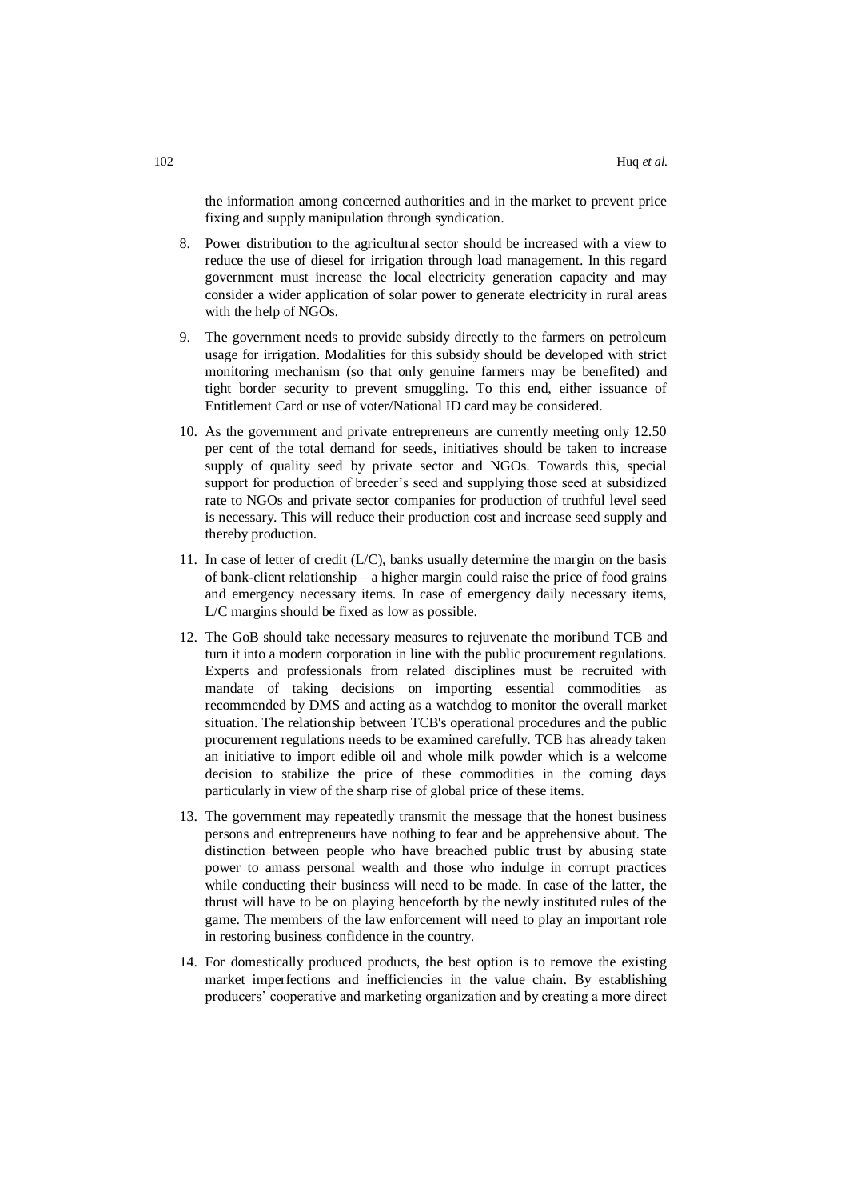the information among concerned authorities and in the market to prevent price fixing and supply manipulation through syndication.

8. Power distribution to the agricultural sector should be increased with a view to reduce the use of diesel for irrigation through load management. In this regard government must increase the local electricity generation capacity and may consider a wider application of solar power to generate electricity in rural areas with the help of NGOs.

9. The government needs to provide subsidy directly to the farmers on petroleum usage for irrigation. Modalities for this subsidy should be developed with strict monitoring mechanism (so that only genuine farmers may be benefited) and tight border security to prevent smuggling. To this end, either issuance of Entitlement Card or use of voter/National ID card may be considered.

10. As the government and private entrepreneurs are currently meeting only 12.50 per cent of the total demand for seeds, initiatives should be taken to increase supply of quality seed by private sector and NGOs. Towards this, special support for production of breeder's seed and supplying those seed at subsidized rate to NGOs and private sector companies for production of truthful level seed is necessary. This will reduce their production cost and increase seed supply and thereby production.

11. In case of letter of credit (L/C), banks usually determine the margin on the basis of bank-client relationship – a higher margin could raise the price of food grains and emergency necessary items. In case of emergency daily necessary items, L/C margins should be fixed as low as possible.

12. The GoB should take necessary measures to rejuvenate the moribund TCB and turn it into a modern corporation in line with the public procurement regulations. Experts and professionals from related disciplines must be recruited with mandate of taking decisions on importing essential commodities as recommended by DMS and acting as a watchdog to monitor the overall market situation. The relationship between TCB's operational procedures and the public procurement regulations needs to be examined carefully. TCB has already taken an initiative to import edible oil and whole milk powder which is a welcome decision to stabilize the price of these commodities in the coming days particularly in view of the sharp rise of global price of these items.

13. The government may repeatedly transmit the message that the honest business persons and entrepreneurs have nothing to fear and be apprehensive about. The distinction between people who have breached public trust by abusing state power to amass personal wealth and those who indulge in corrupt practices while conducting their business will need to be made. In case of the latter, the thrust will have to be on playing henceforth by the newly instituted rules of the game. The members of the law enforcement will need to play an important role in restoring business confidence in the country.

14. For domestically produced products, the best option is to remove the existing market imperfections and inefficiencies in the value chain. By establishing producers' cooperative and marketing organization and by creating a more direct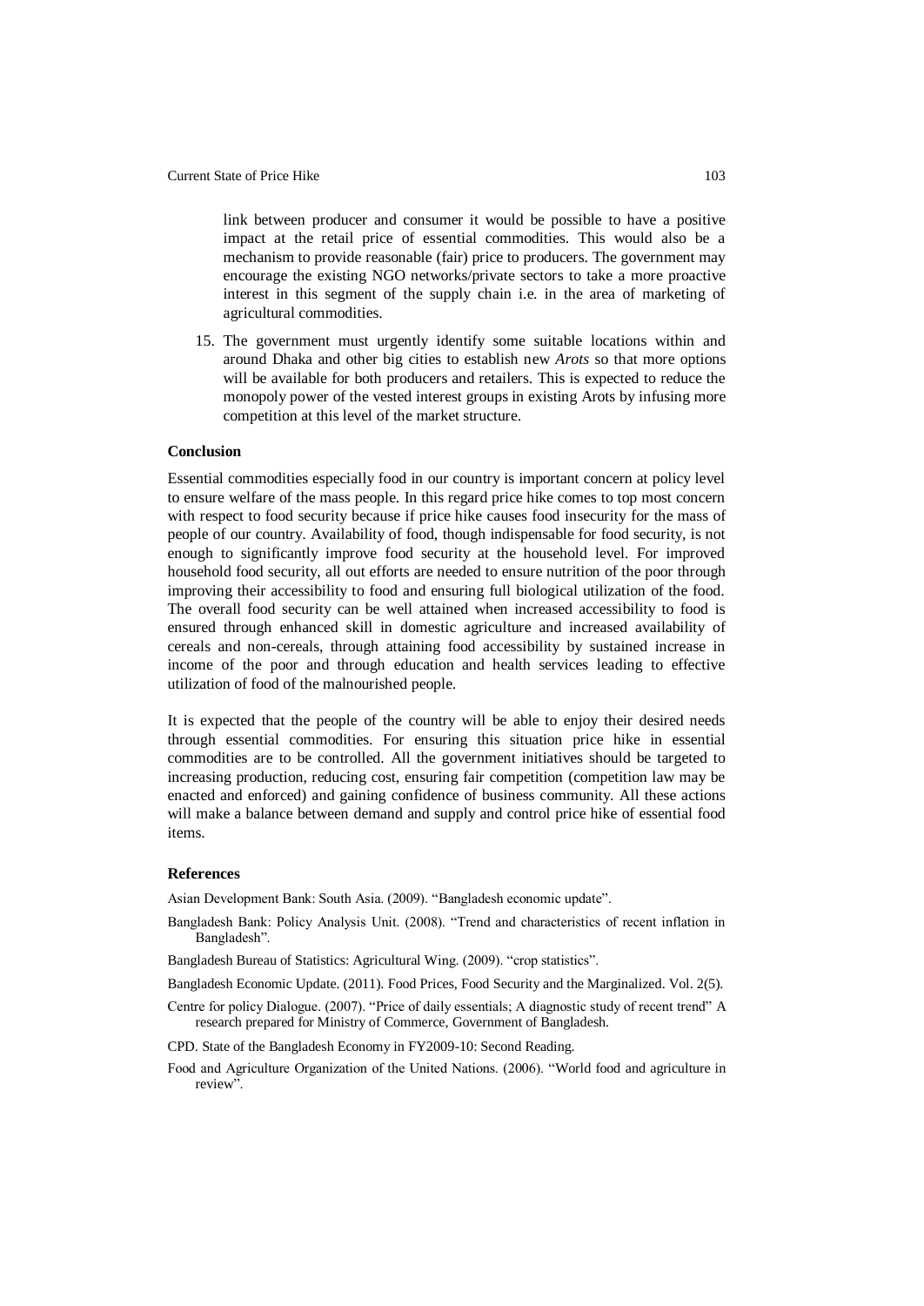link between producer and consumer it would be possible to have a positive impact at the retail price of essential commodities. This would also be a mechanism to provide reasonable (fair) price to producers. The government may encourage the existing NGO networks/private sectors to take a more proactive interest in this segment of the supply chain i.e. in the area of marketing of agricultural commodities.

15. The government must urgently identify some suitable locations within and around Dhaka and other big cities to establish new *Arots* so that more options will be available for both producers and retailers. This is expected to reduce the monopoly power of the vested interest groups in existing Arots by infusing more competition at this level of the market structure.

### Conclusion

Essential commodities especially food in our country is important concern at policy level to ensure welfare of the mass people. In this regard price hike comes to top most concern with respect to food security because if price hike causes food insecurity for the mass of people of our country. Availability of food, though indispensable for food security, is not enough to significantly improve food security at the household level. For improved household food security, all out efforts are needed to ensure nutrition of the poor through improving their accessibility to food and ensuring full biological utilization of the food. The overall food security can be well attained when increased accessibility to food is ensured through enhanced skill in domestic agriculture and increased availability of cereals and non-cereals, through attaining food accessibility by sustained increase in income of the poor and through education and health services leading to effective utilization of food of the malnourished people.

It is expected that the people of the country will be able to enjoy their desired needs through essential commodities. For ensuring this situation price hike in essential commodities are to be controlled. All the government initiatives should be targeted to increasing production, reducing cost, ensuring fair competition (competition law may be enacted and enforced) and gaining confidence of business community. All these actions will make a balance between demand and supply and control price hike of essential food items.

### References

Asian Development Bank: South Asia. (2009). "Bangladesh economic update".

Bangladesh Bank: Policy Analysis Unit. (2008). "Trend and characteristics of recent inflation in Bangladesh".

Bangladesh Bureau of Statistics: Agricultural Wing. (2009). "crop statistics".

Bangladesh Economic Update. (2011). Food Prices, Food Security and the Marginalized. Vol. 2(5).

Centre for policy Dialogue. (2007). "Price of daily essentials; A diagnostic study of recent trend" A research prepared for Ministry of Commerce, Government of Bangladesh.

CPD. State of the Bangladesh Economy in FY2009-10: Second Reading.

Food and Agriculture Organization of the United Nations. (2006). "World food and agriculture in review".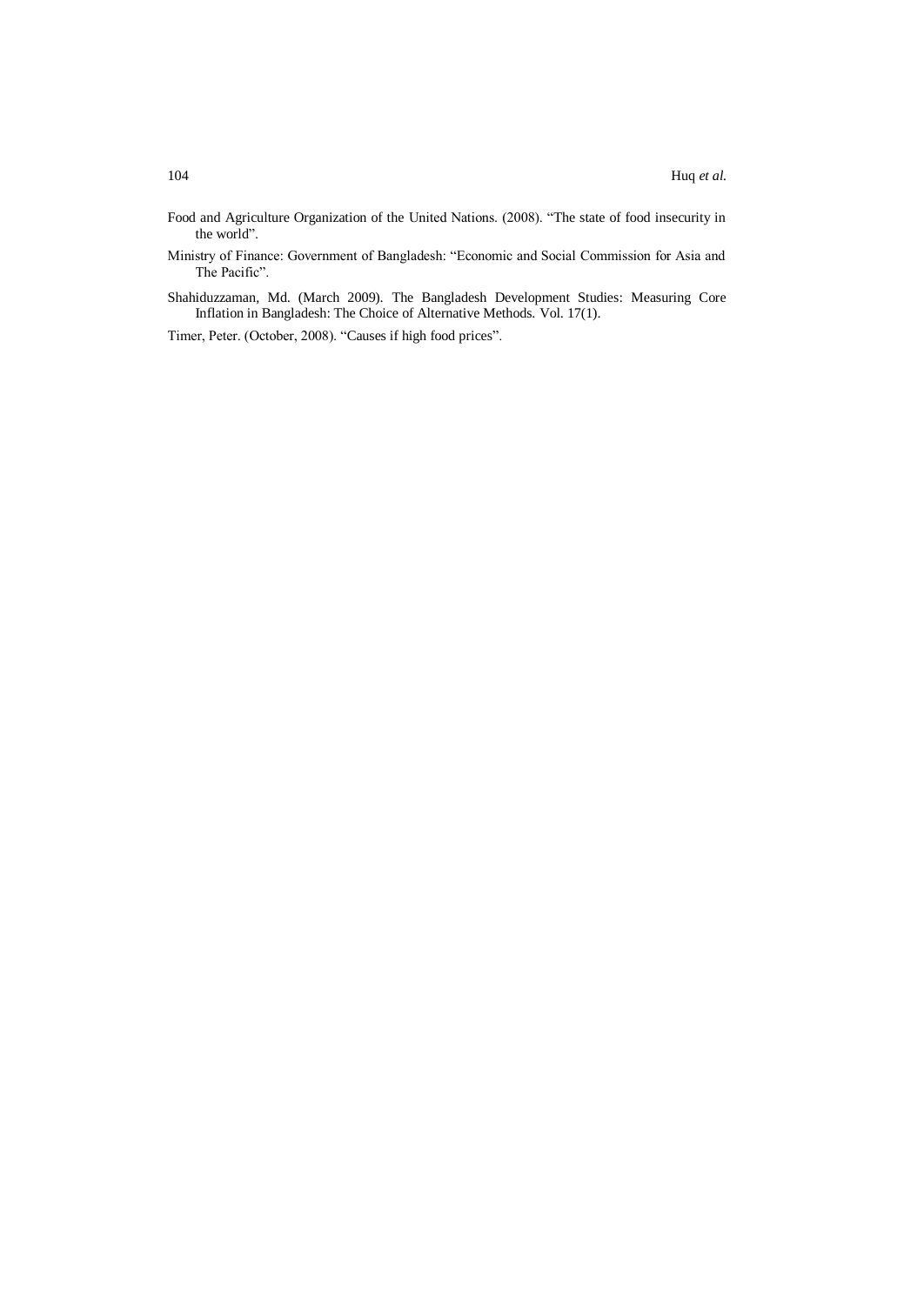Food and Agriculture Organization of the United Nations. (2008). “The state of food insecurity in the world”.

Ministry of Finance: Government of Bangladesh: “Economic and Social Commission for Asia and The Pacific”.

Shahiduzzaman, Md. (March 2009). The Bangladesh Development Studies: Measuring Core Inflation in Bangladesh: The Choice of Alternative Methods. Vol. 17(1).

Timer, Peter. (October, 2008). “Causes if high food prices”.